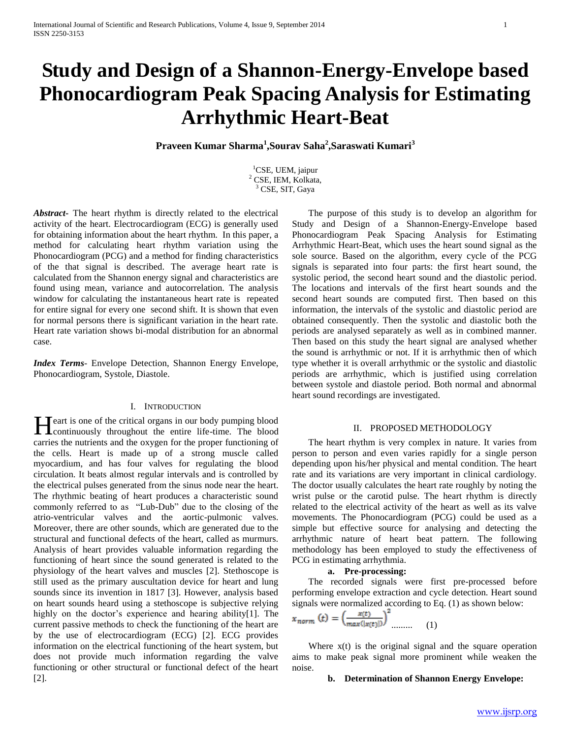# Study and Design of a Shannon-Energy-Envelope based Phonocardiogram Peak Spacing Analysis for Estimating Arrhythmic Heart-Beat

**Praveen Kumar Sharma[1],Sourav Saha[2],Saraswati Kumari[3]**

[1]CSE, UEM, jaipur
[2] CSE, IEM, Kolkata,
[3] CSE, SIT, Gaya

***Abstract-*** The heart rhythm is directly related to the electrical activity of the heart. Electrocardiogram (ECG) is generally used for obtaining information about the heart rhythm. In this paper, a method for calculating heart rhythm variation using the Phonocardiogram (PCG) and a method for finding characteristics of the that signal is described. The average heart rate is calculated from the Shannon energy signal and characteristics are found using mean, variance and autocorrelation. The analysis window for calculating the instantaneous heart rate is repeated for entire signal for every one second shift. It is shown that even for normal persons there is significant variation in the heart rate. Heart rate variation shows bi-modal distribution for an abnormal case.

***Index Terms-*** Envelope Detection, Shannon Energy Envelope, Phonocardiogram, Systole, Diastole.

## I. INTRODUCTION

Heart is one of the critical organs in our body pumping blood continuously throughout the entire life-time. The blood carries the nutrients and the oxygen for the proper functioning of the cells. Heart is made up of a strong muscle called myocardium, and has four valves for regulating the blood circulation. It beats almost regular intervals and is controlled by the electrical pulses generated from the sinus node near the heart. The rhythmic beating of heart produces a characteristic sound commonly referred to as "Lub-Dub" due to the closing of the atrio-ventricular valves and the aortic-pulmonic valves. Moreover, there are other sounds, which are generated due to the structural and functional defects of the heart, called as murmurs. Analysis of heart provides valuable information regarding the functioning of heart since the sound generated is related to the physiology of the heart valves and muscles [2]. Stethoscope is still used as the primary auscultation device for heart and lung sounds since its invention in 1817 [3]. However, analysis based on heart sounds heard using a stethoscope is subjective relying highly on the doctor's experience and hearing ability[1]. The current passive methods to check the functioning of the heart are by the use of electrocardiogram (ECG) [2]. ECG provides information on the electrical functioning of the heart system, but does not provide much information regarding the valve functioning or other structural or functional defect of the heart [2].

The purpose of this study is to develop an algorithm for Study and Design of a Shannon-Energy-Envelope based Phonocardiogram Peak Spacing Analysis for Estimating Arrhythmic Heart-Beat, which uses the heart sound signal as the sole source. Based on the algorithm, every cycle of the PCG signals is separated into four parts: the first heart sound, the systolic period, the second heart sound and the diastolic period. The locations and intervals of the first heart sounds and the second heart sounds are computed first. Then based on this information, the intervals of the systolic and diastolic period are obtained consequently. Then the systolic and diastolic both the periods are analysed separately as well as in combined manner. Then based on this study the heart signal are analysed whether the sound is arrhythmic or not. If it is arrhythmic then of which type whether it is overall arrhythmic or the systolic and diastolic periods are arrhythmic, which is justified using correlation between systole and diastole period. Both normal and abnormal heart sound recordings are investigated.

## II. PROPOSED METHODOLOGY

The heart rhythm is very complex in nature. It varies from person to person and even varies rapidly for a single person depending upon his/her physical and mental condition. The heart rate and its variations are very important in clinical cardiology. The doctor usually calculates the heart rate roughly by noting the wrist pulse or the carotid pulse. The heart rhythm is directly related to the electrical activity of the heart as well as its valve movements. The Phonocardiogram (PCG) could be used as a simple but effective source for analysing and detecting the arrhythmic nature of heart beat pattern. The following methodology has been employed to study the effectiveness of PCG in estimating arrhythmia.

### a. Pre-processing:

The recorded signals were first pre-processed before performing envelope extraction and cycle detection. Heart sound signals were normalized according to Eq. (1) as shown below:

$$x_{norm}(t) = \left(\frac{x(t)}{max(|x(t)|)}\right)^2 \quad \text{.........} \quad (1)$$

Where x(t) is the original signal and the square operation aims to make peak signal more prominent while weaken the noise.

### b. Determination of Shannon Energy Envelope: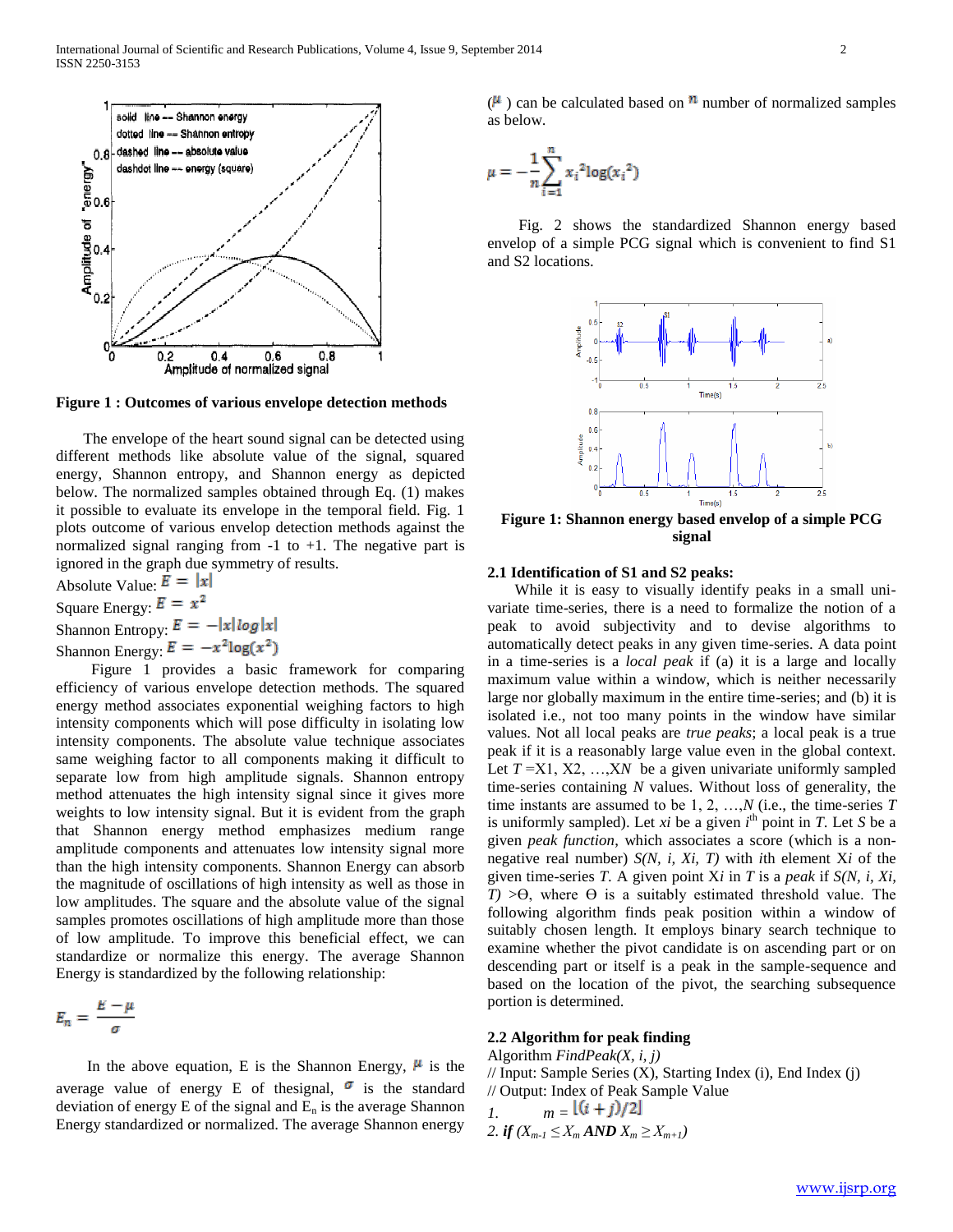Figure 1 : Outcomes of various envelope detection methods

The envelope of the heart sound signal can be detected using different methods like absolute value of the signal, squared energy, Shannon entropy, and Shannon energy as depicted below. The normalized samples obtained through Eq. (1) makes it possible to evaluate its envelope in the temporal field. Fig. 1 plots outcome of various envelop detection methods against the normalized signal ranging from -1 to +1. The negative part is ignored in the graph due symmetry of results.

Absolute Value: $E = |x|$

Square Energy: $E = x^2$

Shannon Entropy: $E = -|x| \log |x|$

Shannon Energy: $E = -x^2 \log(x^2)$

Figure 1 provides a basic framework for comparing efficiency of various envelope detection methods. The squared energy method associates exponential weighing factors to high intensity components which will pose difficulty in isolating low intensity components. The absolute value technique associates same weighing factor to all components making it difficult to separate low from high amplitude signals. Shannon entropy method attenuates the high intensity signal since it gives more weights to low intensity signal. But it is evident from the graph that Shannon energy method emphasizes medium range amplitude components and attenuates low intensity signal more than the high intensity components. Shannon Energy can absorb the magnitude of oscillations of high intensity as well as those in low amplitudes. The square and the absolute value of the signal samples promotes oscillations of high amplitude more than those of low amplitude. To improve this beneficial effect, we can standardize or normalize this energy. The average Shannon Energy is standardized by the following relationship:

$$E_n = \frac{E - \mu}{\sigma}$$

In the above equation, E is the Shannon Energy, $\mu$ is the average value of energy E of thesignal, $\sigma$ is the standard deviation of energy E of the signal and $E_n$ is the average Shannon Energy standardized or normalized. The average Shannon energy ($\mu$) can be calculated based on $n$ number of normalized samples as below.

$$\mu = -\frac{1}{n}\sum_{i=1}^{n} x_i^2 \log(x_i^2)$$

Fig. 2 shows the standardized Shannon energy based envelop of a simple PCG signal which is convenient to find S1 and S2 locations.

Figure 1: Shannon energy based envelop of a simple PCG signal

### 2.1 Identification of S1 and S2 peaks:

While it is easy to visually identify peaks in a small uni-variate time-series, there is a need to formalize the notion of a peak to avoid subjectivity and to devise algorithms to automatically detect peaks in any given time-series. A data point in a time-series is a *local peak* if (a) it is a large and locally maximum value within a window, which is neither necessarily large nor globally maximum in the entire time-series; and (b) it is isolated i.e., not too many points in the window have similar values. Not all local peaks are *true peaks*; a local peak is a true peak if it is a reasonably large value even in the global context. Let $T = X1, X2, \ldots, XN$ be a given univariate uniformly sampled time-series containing $N$ values. Without loss of generality, the time instants are assumed to be 1, 2, …,$N$ (i.e., the time-series $T$ is uniformly sampled). Let $xi$ be a given $i^{th}$ point in $T$. Let $S$ be a given *peak function*, which associates a score (which is a non-negative real number) $S(N, i, Xi, T)$ with $i$th element X$i$ of the given time-series $T$. A given point X$i$ in $T$ is a *peak* if $S(N, i, Xi, T) > \Theta$, where $\Theta$ is a suitably estimated threshold value. The following algorithm finds peak position within a window of suitably chosen length. It employs binary search technique to examine whether the pivot candidate is on ascending part or on descending part or itself is a peak in the sample-sequence and based on the location of the pivot, the searching subsequence portion is determined.

### 2.2 Algorithm for peak finding

Algorithm *FindPeak(X, i, j)*

// Input: Sample Series (X), Starting Index (i), End Index (j)

// Output: Index of Peak Sample Value

*1.* $m = \lfloor (i + j)/2 \rfloor$

*2.* ***if*** $(X_{m-1} \leq X_m$ ***AND*** $X_m \geq X_{m+1})$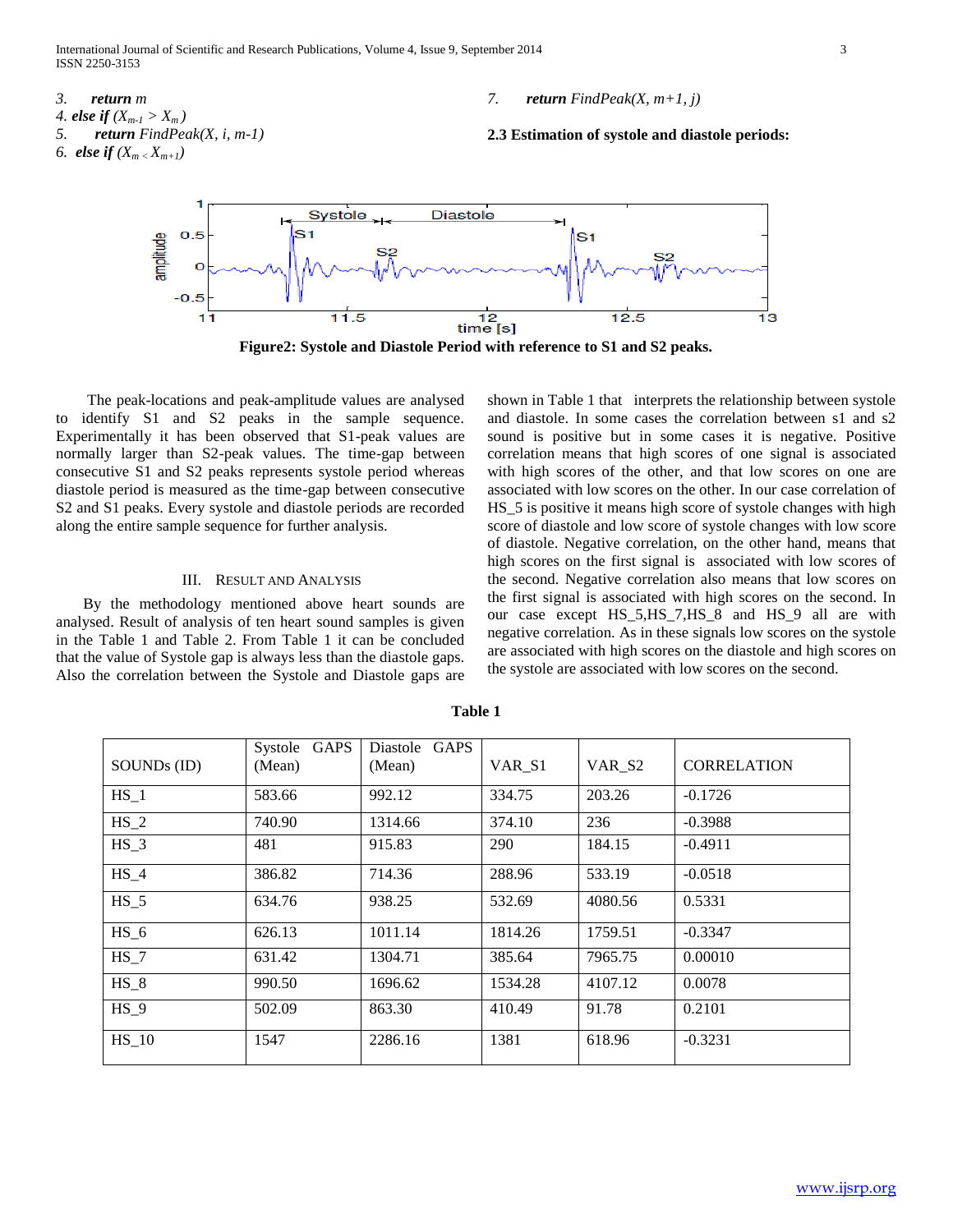3. ***return*** *m*

4. ***else if*** $(X_{m-1} > X_m)$

5. ***return*** *FindPeak(X, i, m-1)*

6. ***else if*** $(X_m < X_{m+1})$

7. ***return*** *FindPeak(X, m+1, j)*

**2.3 Estimation of systole and diastole periods:**

**Figure2: Systole and Diastole Period with reference to S1 and S2 peaks.**

The peak-locations and peak-amplitude values are analysed to identify S1 and S2 peaks in the sample sequence. Experimentally it has been observed that S1-peak values are normally larger than S2-peak values. The time-gap between consecutive S1 and S2 peaks represents systole period whereas diastole period is measured as the time-gap between consecutive S2 and S1 peaks. Every systole and diastole periods are recorded along the entire sample sequence for further analysis.

## III. Result and Analysis

By the methodology mentioned above heart sounds are analysed. Result of analysis of ten heart sound samples is given in the Table 1 and Table 2. From Table 1 it can be concluded that the value of Systole gap is always less than the diastole gaps. Also the correlation between the Systole and Diastole gaps are shown in Table 1 that interprets the relationship between systole and diastole. In some cases the correlation between s1 and s2 sound is positive but in some cases it is negative. Positive correlation means that high scores of one signal is associated with high scores of the other, and that low scores on one are associated with low scores on the other. In our case correlation of HS_5 is positive it means high score of systole changes with high score of diastole and low score of systole changes with low score of diastole. Negative correlation, on the other hand, means that high scores on the first signal is associated with low scores of the second. Negative correlation also means that low scores on the first signal is associated with high scores on the second. In our case except HS_5,HS_7,HS_8 and HS_9 all are with negative correlation. As in these signals low scores on the systole are associated with high scores on the diastole and high scores on the systole are associated with low scores on the second.

**Table 1**

| SOUNDs (ID) | Systole GAPS (Mean) | Diastole GAPS (Mean) | VAR_S1 | VAR_S2 | CORRELATION |
|---|---|---|---|---|---|
| HS_1 | 583.66 | 992.12 | 334.75 | 203.26 | -0.1726 |
| HS_2 | 740.90 | 1314.66 | 374.10 | 236 | -0.3988 |
| HS_3 | 481 | 915.83 | 290 | 184.15 | -0.4911 |
| HS_4 | 386.82 | 714.36 | 288.96 | 533.19 | -0.0518 |
| HS_5 | 634.76 | 938.25 | 532.69 | 4080.56 | 0.5331 |
| HS_6 | 626.13 | 1011.14 | 1814.26 | 1759.51 | -0.3347 |
| HS_7 | 631.42 | 1304.71 | 385.64 | 7965.75 | 0.00010 |
| HS_8 | 990.50 | 1696.62 | 1534.28 | 4107.12 | 0.0078 |
| HS_9 | 502.09 | 863.30 | 410.49 | 91.78 | 0.2101 |
| HS_10 | 1547 | 2286.16 | 1381 | 618.96 | -0.3231 |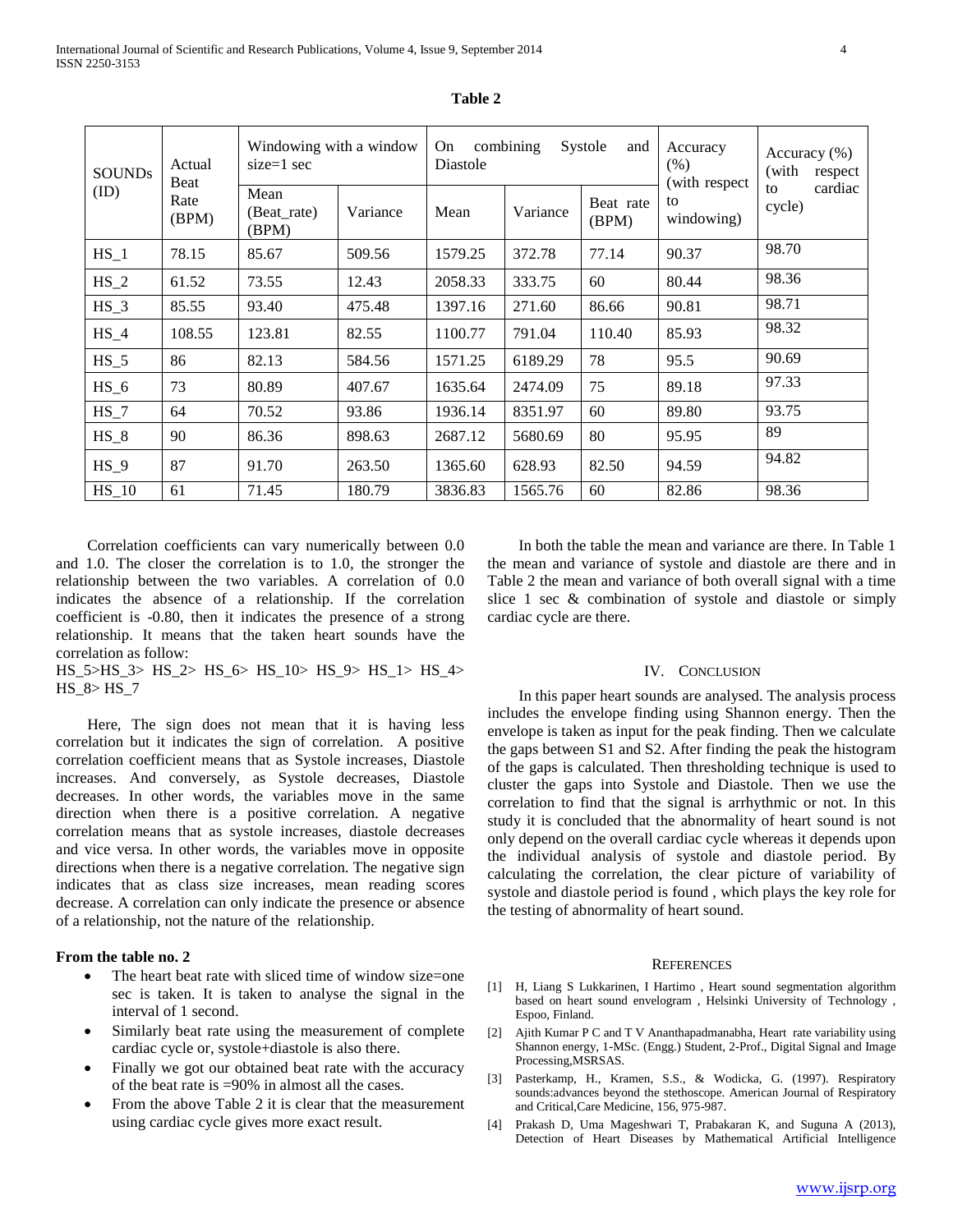**Table 2**

| SOUNDs (ID) | Actual Beat Rate (BPM) | Windowing with a window size=1 sec | | On combining Systole and Diastole | | | Accuracy (%) (with respect to windowing) | Accuracy (%) (with respect to cardiac cycle) |
|---|---|---|---|---|---|---|---|---|
| | | Mean (Beat_rate) (BPM) | Variance | Mean | Variance | Beat rate (BPM) | | |
| HS_1 | 78.15 | 85.67 | 509.56 | 1579.25 | 372.78 | 77.14 | 90.37 | 98.70 |
| HS_2 | 61.52 | 73.55 | 12.43 | 2058.33 | 333.75 | 60 | 80.44 | 98.36 |
| HS_3 | 85.55 | 93.40 | 475.48 | 1397.16 | 271.60 | 86.66 | 90.81 | 98.71 |
| HS_4 | 108.55 | 123.81 | 82.55 | 1100.77 | 791.04 | 110.40 | 85.93 | 98.32 |
| HS_5 | 86 | 82.13 | 584.56 | 1571.25 | 6189.29 | 78 | 95.5 | 90.69 |
| HS_6 | 73 | 80.89 | 407.67 | 1635.64 | 2474.09 | 75 | 89.18 | 97.33 |
| HS_7 | 64 | 70.52 | 93.86 | 1936.14 | 8351.97 | 60 | 89.80 | 93.75 |
| HS_8 | 90 | 86.36 | 898.63 | 2687.12 | 5680.69 | 80 | 95.95 | 89 |
| HS_9 | 87 | 91.70 | 263.50 | 1365.60 | 628.93 | 82.50 | 94.59 | 94.82 |
| HS_10 | 61 | 71.45 | 180.79 | 3836.83 | 1565.76 | 60 | 82.86 | 98.36 |

Correlation coefficients can vary numerically between 0.0 and 1.0. The closer the correlation is to 1.0, the stronger the relationship between the two variables. A correlation of 0.0 indicates the absence of a relationship. If the correlation coefficient is -0.80, then it indicates the presence of a strong relationship. It means that the taken heart sounds have the correlation as follow:

HS_5>HS_3> HS_2> HS_6> HS_10> HS_9> HS_1> HS_4> HS_8> HS_7

Here, The sign does not mean that it is having less correlation but it indicates the sign of correlation. A positive correlation coefficient means that as Systole increases, Diastole increases. And conversely, as Systole decreases, Diastole decreases. In other words, the variables move in the same direction when there is a positive correlation. A negative correlation means that as systole increases, diastole decreases and vice versa. In other words, the variables move in opposite directions when there is a negative correlation. The negative sign indicates that as class size increases, mean reading scores decrease. A correlation can only indicate the presence or absence of a relationship, not the nature of the relationship.

**From the table no. 2**

- The heart beat rate with sliced time of window size=one sec is taken. It is taken to analyse the signal in the interval of 1 second.
- Similarly beat rate using the measurement of complete cardiac cycle or, systole+diastole is also there.
- Finally we got our obtained beat rate with the accuracy of the beat rate is =90% in almost all the cases.
- From the above Table 2 it is clear that the measurement using cardiac cycle gives more exact result.

In both the table the mean and variance are there. In Table 1 the mean and variance of systole and diastole are there and in Table 2 the mean and variance of both overall signal with a time slice 1 sec & combination of systole and diastole or simply cardiac cycle are there.

## IV. Conclusion

In this paper heart sounds are analysed. The analysis process includes the envelope finding using Shannon energy. Then the envelope is taken as input for the peak finding. Then we calculate the gaps between S1 and S2. After finding the peak the histogram of the gaps is calculated. Then thresholding technique is used to cluster the gaps into Systole and Diastole. Then we use the correlation to find that the signal is arrhythmic or not. In this study it is concluded that the abnormality of heart sound is not only depend on the overall cardiac cycle whereas it depends upon the individual analysis of systole and diastole period. By calculating the correlation, the clear picture of variability of systole and diastole period is found , which plays the key role for the testing of abnormality of heart sound.

## References

[1] H, Liang S Lukkarinen, I Hartimo , Heart sound segmentation algorithm based on heart sound envelogram , Helsinki University of Technology , Espoo, Finland.

[2] Ajith Kumar P C and T V Ananthapadmanabha, Heart rate variability using Shannon energy, 1-MSc. (Engg.) Student, 2-Prof., Digital Signal and Image Processing,MSRSAS.

[3] Pasterkamp, H., Kramen, S.S., & Wodicka, G. (1997). Respiratory sounds:advances beyond the stethoscope. American Journal of Respiratory and Critical,Care Medicine, 156, 975-987.

[4] Prakash D, Uma Mageshwari T, Prabakaran K, and Suguna A (2013), Detection of Heart Diseases by Mathematical Artificial Intelligence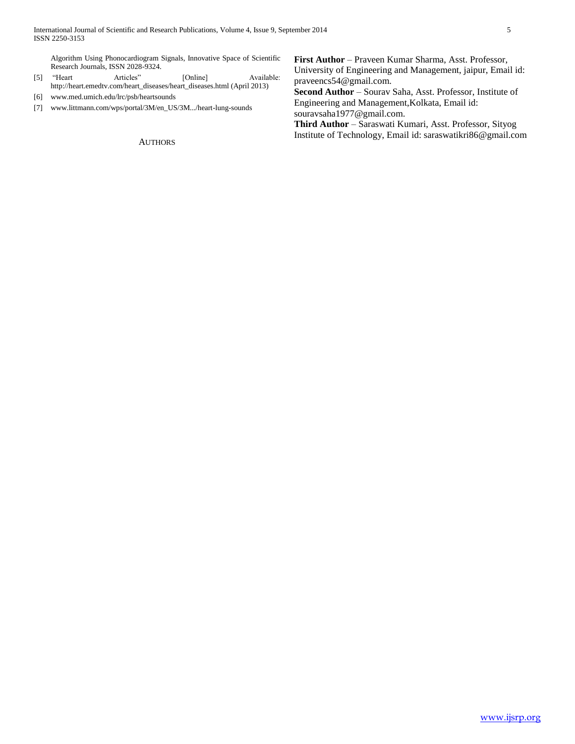Algorithm Using Phonocardiogram Signals, Innovative Space of Scientific Research Journals, ISSN 2028-9324.

[5] "Heart Articles" [Online] Available: http://heart.emedtv.com/heart_diseases/heart_diseases.html (April 2013)

[6] www.med.umich.edu/lrc/psb/heartsounds

[7] www.littmann.com/wps/portal/3M/en_US/3M.../heart-lung-sounds

## AUTHORS

**First Author** – Praveen Kumar Sharma, Asst. Professor, University of Engineering and Management, jaipur, Email id: praveencs54@gmail.com.

**Second Author** – Sourav Saha, Asst. Professor, Institute of Engineering and Management,Kolkata, Email id: souravsaha1977@gmail.com.

**Third Author** – Saraswati Kumari, Asst. Professor, Sityog Institute of Technology, Email id: saraswatikri86@gmail.com